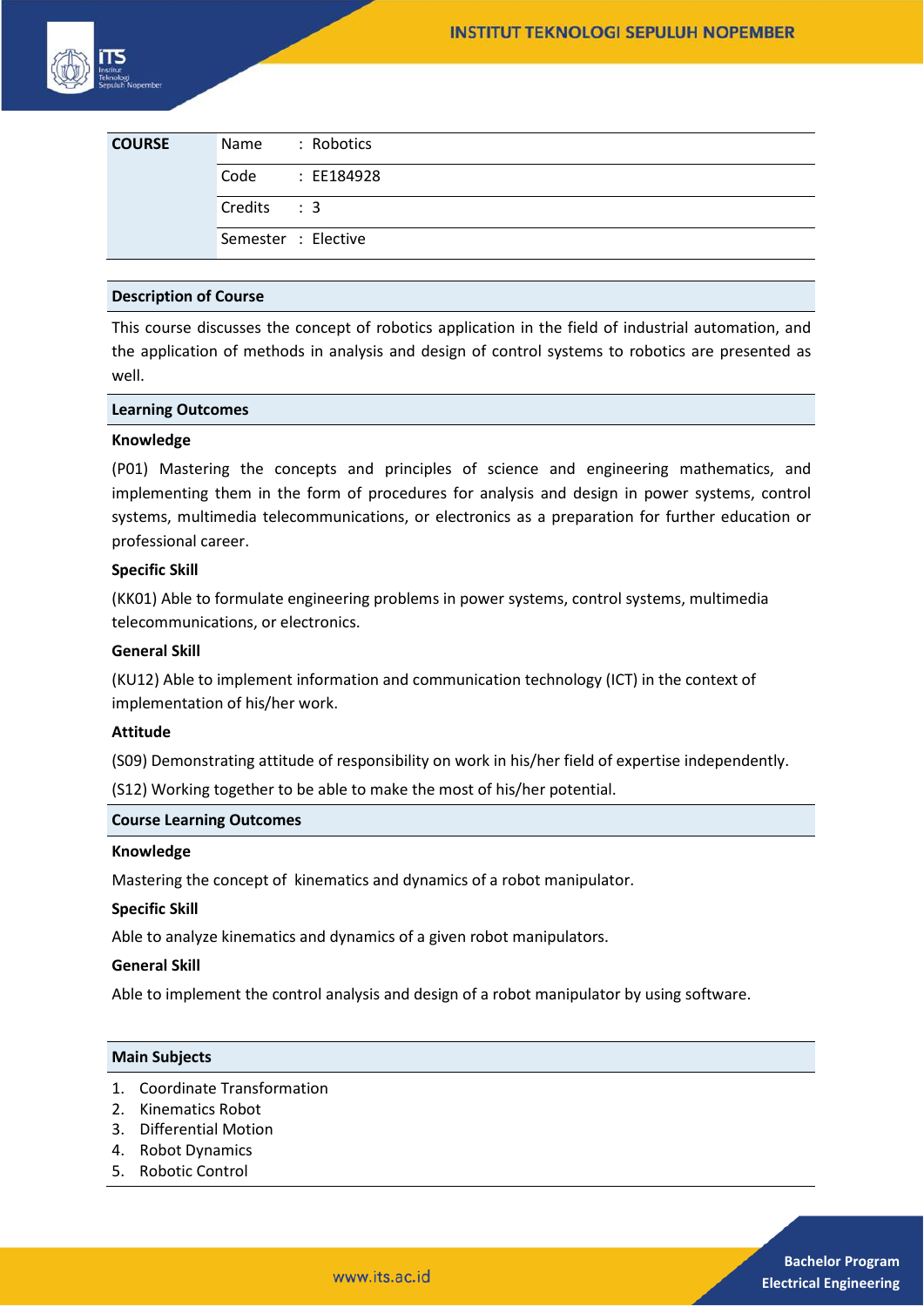| COURSE | |
|---|---|
| | Name : Robotics |
| | Code : EE184928 |
| | Credits : 3 |
| | Semester : Elective |

## Description of Course

This course discusses the concept of robotics application in the field of industrial automation, and the application of methods in analysis and design of control systems to robotics are presented as well.

## Learning Outcomes

**Knowledge**

(P01) Mastering the concepts and principles of science and engineering mathematics, and implementing them in the form of procedures for analysis and design in power systems, control systems, multimedia telecommunications, or electronics as a preparation for further education or professional career.

**Specific Skill**

(KK01) Able to formulate engineering problems in power systems, control systems, multimedia telecommunications, or electronics.

**General Skill**

(KU12) Able to implement information and communication technology (ICT) in the context of implementation of his/her work.

**Attitude**

(S09) Demonstrating attitude of responsibility on work in his/her field of expertise independently.

(S12) Working together to be able to make the most of his/her potential.

## Course Learning Outcomes

**Knowledge**

Mastering the concept of kinematics and dynamics of a robot manipulator.

**Specific Skill**

Able to analyze kinematics and dynamics of a given robot manipulators.

**General Skill**

Able to implement the control analysis and design of a robot manipulator by using software.

## Main Subjects

1. Coordinate Transformation
2. Kinematics Robot
3. Differential Motion
4. Robot Dynamics
5. Robotic Control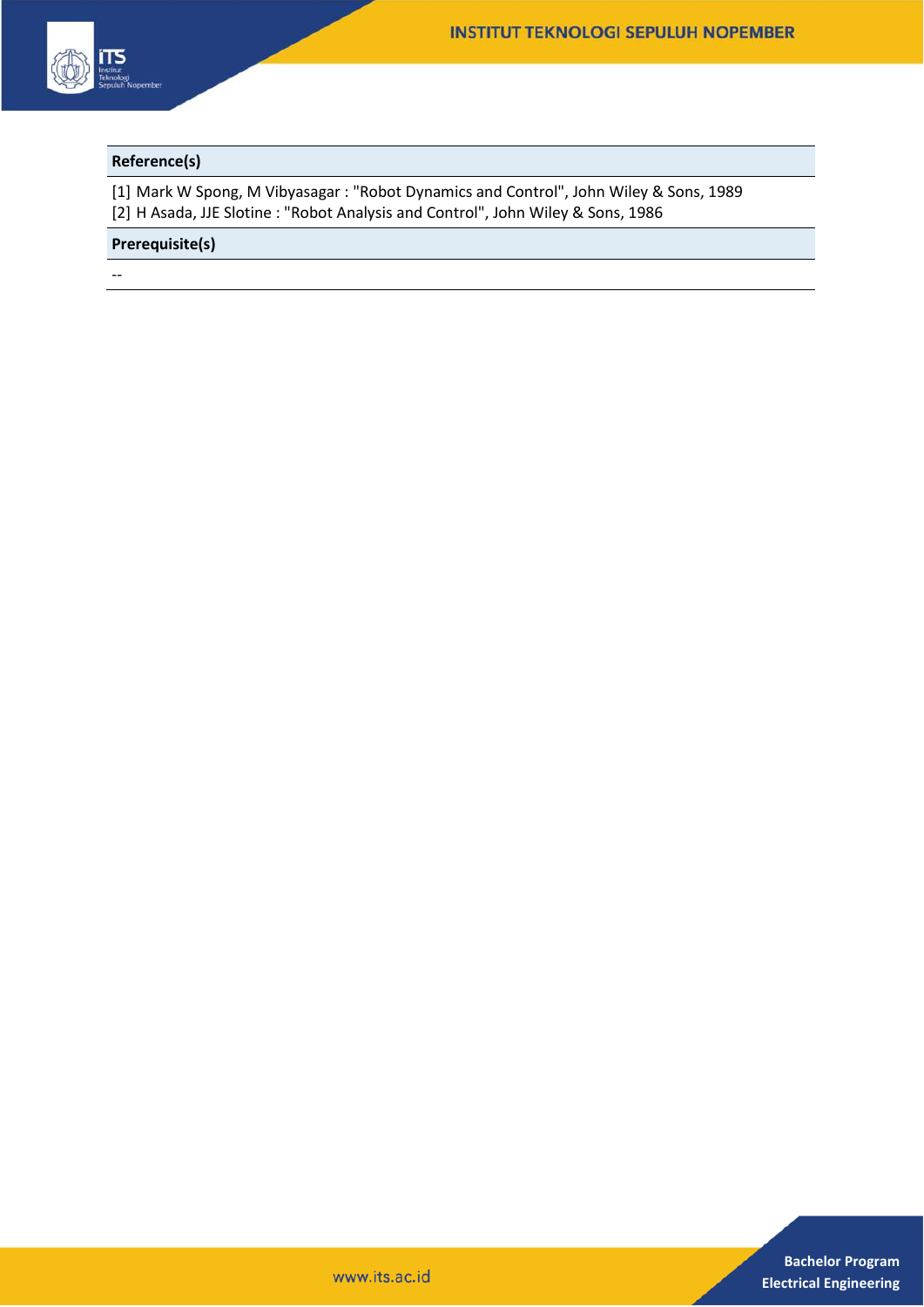**Reference(s)**

[1] Mark W Spong, M Vibyasagar : "Robot Dynamics and Control", John Wiley & Sons, 1989
[2] H Asada, JJE Slotine : "Robot Analysis and Control", John Wiley & Sons, 1986

**Prerequisite(s)**

--